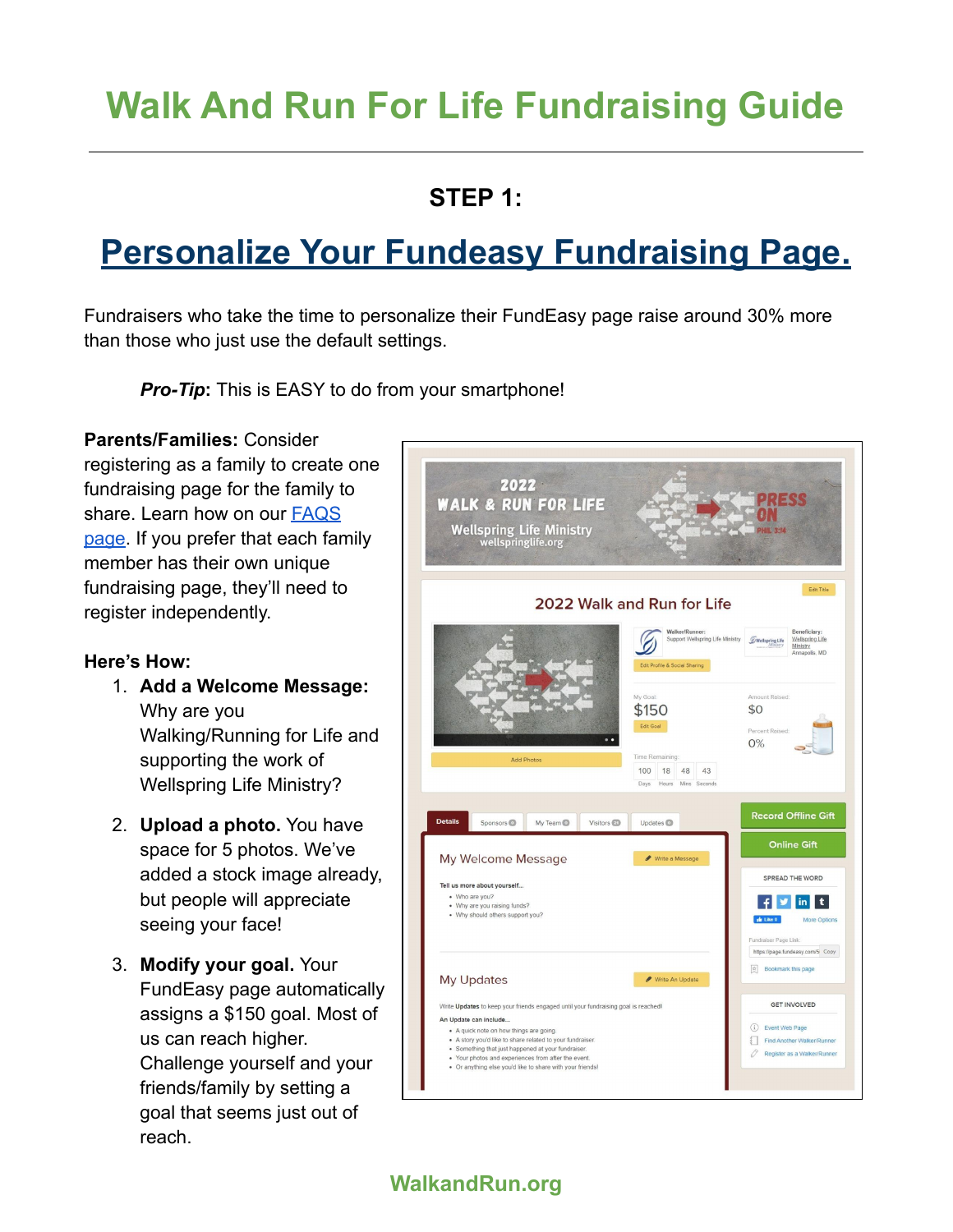# Walk And Run For Life Fundraising Guide

## STEP 1:

## Personalize Your Fundeasy Fundraising Page.

Fundraisers who take the time to personalize their FundEasy page raise around 30% more than those who just use the default settings.

> ***Pro-Tip***: This is EASY to do from your smartphone!

**Parents/Families:** Consider registering as a family to create one fundraising page for the family to share. Learn how on our FAQS page. If you prefer that each family member has their own unique fundraising page, they'll need to register independently.

**Here's How:**

1. **Add a Welcome Message:** Why are you Walking/Running for Life and supporting the work of Wellspring Life Ministry?
2. **Upload a photo.** You have space for 5 photos. We've added a stock image already, but people will appreciate seeing your face!
3. **Modify your goal.** Your FundEasy page automatically assigns a $150 goal. Most of us can reach higher. Challenge yourself and your friends/family by setting a goal that seems just out of reach.

WalkandRun.org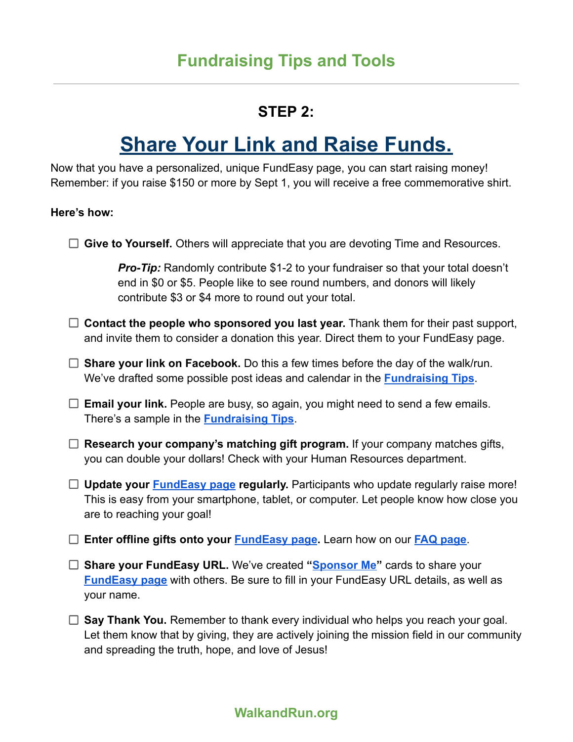# Fundraising Tips and Tools

---

## STEP 2:

## Share Your Link and Raise Funds.

Now that you have a personalized, unique FundEasy page, you can start raising money! Remember: if you raise $150 or more by Sept 1, you will receive a free commemorative shirt.

**Here's how:**

- ☐ **Give to Yourself.** Others will appreciate that you are devoting Time and Resources.

  ***Pro-Tip:*** Randomly contribute $1-2 to your fundraiser so that your total doesn't end in $0 or $5. People like to see round numbers, and donors will likely contribute $3 or $4 more to round out your total.

- ☐ **Contact the people who sponsored you last year.** Thank them for their past support, and invite them to consider a donation this year. Direct them to your FundEasy page.

- ☐ **Share your link on Facebook.** Do this a few times before the day of the walk/run. We've drafted some possible post ideas and calendar in the **Fundraising Tips**.

- ☐ **Email your link.** People are busy, so again, you might need to send a few emails. There's a sample in the **Fundraising Tips**.

- ☐ **Research your company's matching gift program.** If your company matches gifts, you can double your dollars! Check with your Human Resources department.

- ☐ **Update your FundEasy page regularly.** Participants who update regularly raise more! This is easy from your smartphone, tablet, or computer. Let people know how close you are to reaching your goal!

- ☐ **Enter offline gifts onto your FundEasy page.** Learn how on our **FAQ page**.

- ☐ **Share your FundEasy URL.** We've created **"Sponsor Me"** cards to share your **FundEasy page** with others. Be sure to fill in your FundEasy URL details, as well as your name.

- ☐ **Say Thank You.** Remember to thank every individual who helps you reach your goal. Let them know that by giving, they are actively joining the mission field in our community and spreading the truth, hope, and love of Jesus!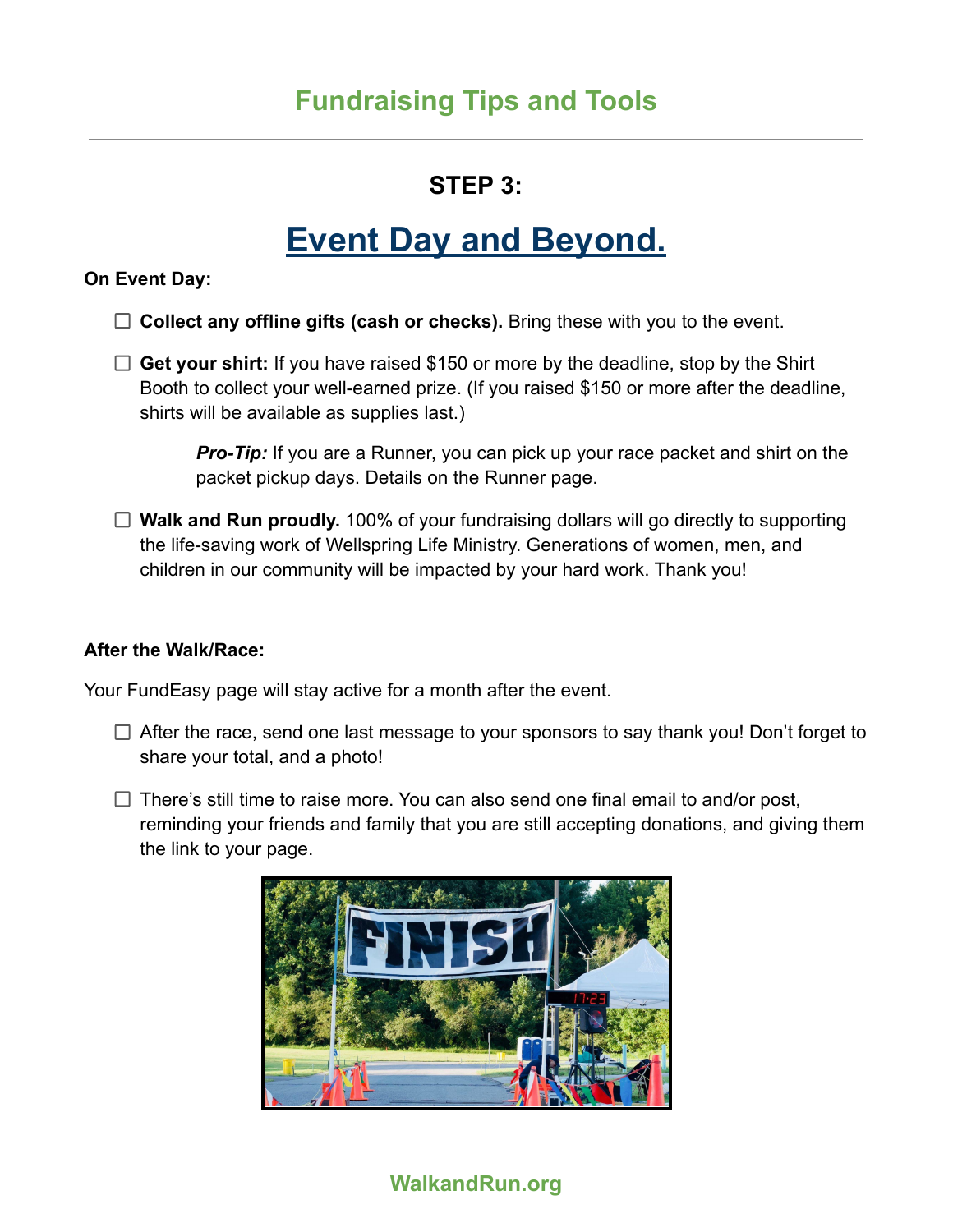## Fundraising Tips and Tools

---

### STEP 3:

# Event Day and Beyond.

**On Event Day:**

- ☐ **Collect any offline gifts (cash or checks).** Bring these with you to the event.
- ☐ **Get your shirt:** If you have raised $150 or more by the deadline, stop by the Shirt Booth to collect your well-earned prize. (If you raised $150 or more after the deadline, shirts will be available as supplies last.)

  > ***Pro-Tip:*** If you are a Runner, you can pick up your race packet and shirt on the packet pickup days. Details on the Runner page.

- ☐ **Walk and Run proudly.** 100% of your fundraising dollars will go directly to supporting the life-saving work of Wellspring Life Ministry. Generations of women, men, and children in our community will be impacted by your hard work. Thank you!

**After the Walk/Race:**

Your FundEasy page will stay active for a month after the event.

- ☐ After the race, send one last message to your sponsors to say thank you! Don't forget to share your total, and a photo!
- ☐ There's still time to raise more. You can also send one final email to and/or post, reminding your friends and family that you are still accepting donations, and giving them the link to your page.

WalkandRun.org